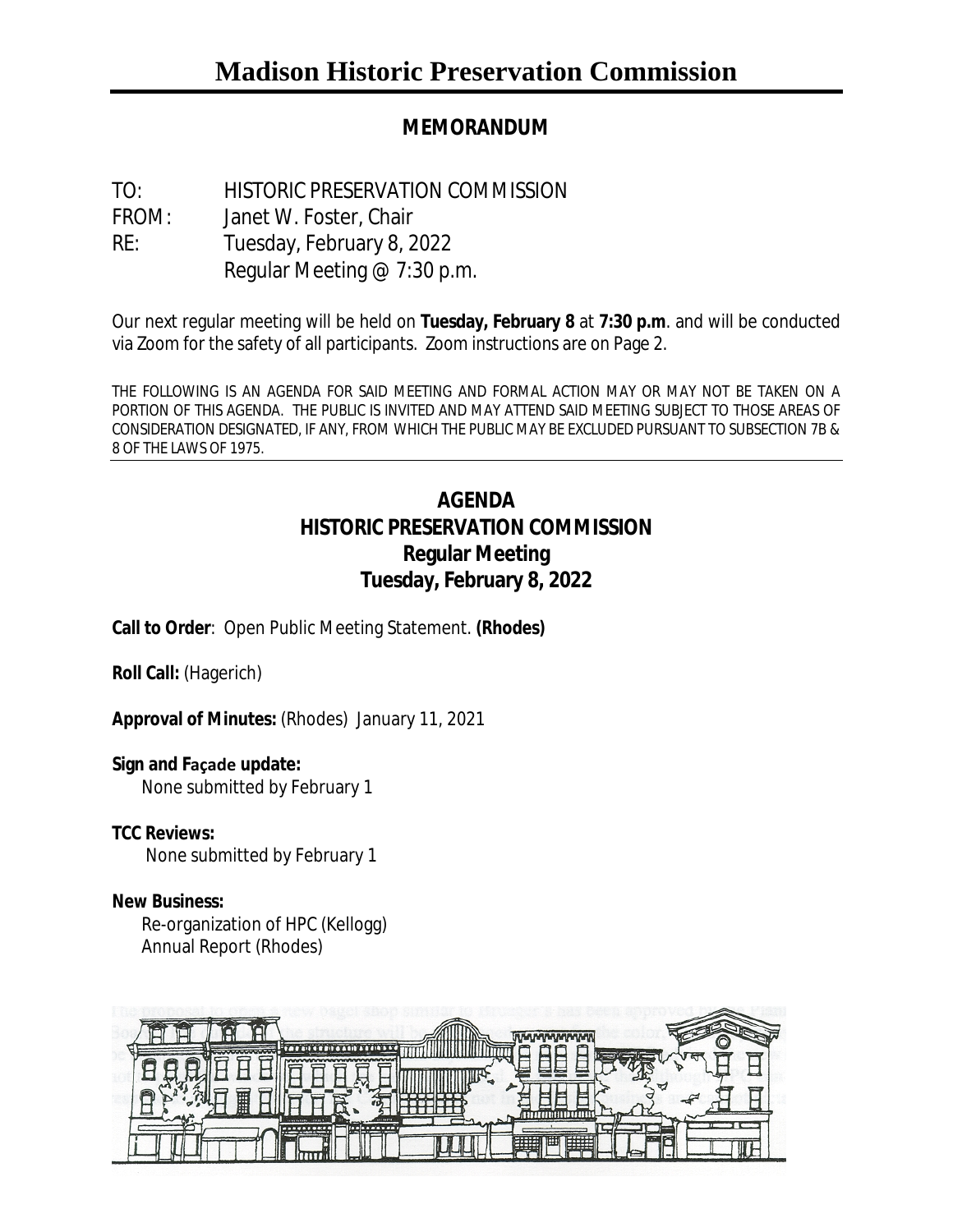# Madison Historic Preservation Commission

## MEMORANDUM

TO: HISTORIC PRESERVATION COMMISSION
FROM: Janet W. Foster, Chair
RE: Tuesday, February 8, 2022
Regular Meeting @ 7:30 p.m.

Our next regular meeting will be held on **Tuesday, February 8** at **7:30 p.m**. and will be conducted via Zoom for the safety of all participants. Zoom instructions are on Page 2.

THE FOLLOWING IS AN AGENDA FOR SAID MEETING AND FORMAL ACTION MAY OR MAY NOT BE TAKEN ON A PORTION OF THIS AGENDA. THE PUBLIC IS INVITED AND MAY ATTEND SAID MEETING SUBJECT TO THOSE AREAS OF CONSIDERATION DESIGNATED, IF ANY, FROM WHICH THE PUBLIC MAY BE EXCLUDED PURSUANT TO SUBSECTION 7B & 8 OF THE LAWS OF 1975.

## AGENDA
## HISTORIC PRESERVATION COMMISSION
## Regular Meeting
## Tuesday, February 8, 2022

**Call to Order**: Open Public Meeting Statement. **(Rhodes)**

**Roll Call:** (Hagerich)

**Approval of Minutes:** (Rhodes) January 11, 2021

**Sign and Façade update:**
None submitted by February 1

**TCC Reviews:**
None submitted by February 1

**New Business:**
Re-organization of HPC (Kellogg)
Annual Report (Rhodes)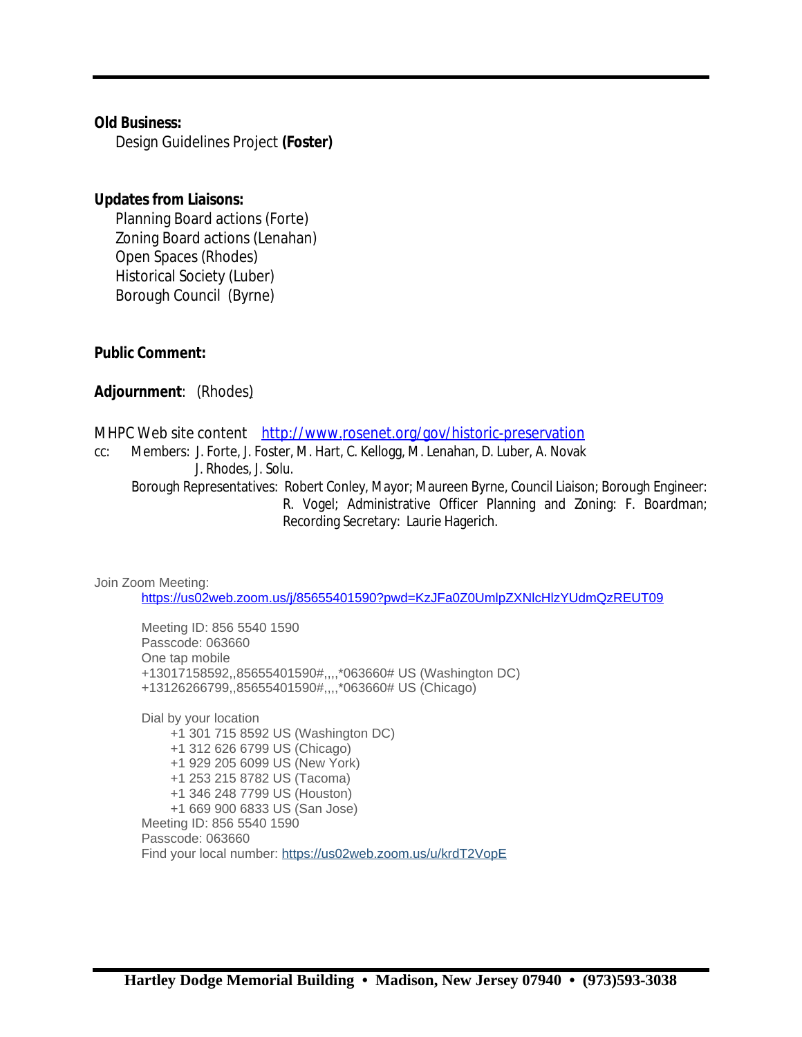**Old Business:**

Design Guidelines Project **(Foster)**

**Updates from Liaisons:**

Planning Board actions (Forte)
Zoning Board actions (Lenahan)
Open Spaces (Rhodes)
Historical Society (Luber)
Borough Council (Byrne)

**Public Comment:**

**Adjournment**: (Rhodes)

MHPC Web site content http://www.rosenet.org/gov/historic-preservation

cc: Members: J. Forte, J. Foster, M. Hart, C. Kellogg, M. Lenahan, D. Luber, A. Novak J. Rhodes, J. Solu.

Borough Representatives: Robert Conley, Mayor; Maureen Byrne, Council Liaison; Borough Engineer: R. Vogel; Administrative Officer Planning and Zoning: F. Boardman; Recording Secretary: Laurie Hagerich.

Join Zoom Meeting:
https://us02web.zoom.us/j/85655401590?pwd=KzJFa0Z0UmlpZXNlcHlzYUdmQzREUT09

Meeting ID: 856 5540 1590
Passcode: 063660
One tap mobile
+13017158592,,85655401590#,,,,*063660# US (Washington DC)
+13126266799,,85655401590#,,,,*063660# US (Chicago)

Dial by your location
+1 301 715 8592 US (Washington DC)
+1 312 626 6799 US (Chicago)
+1 929 205 6099 US (New York)
+1 253 215 8782 US (Tacoma)
+1 346 248 7799 US (Houston)
+1 669 900 6833 US (San Jose)
Meeting ID: 856 5540 1590
Passcode: 063660
Find your local number: https://us02web.zoom.us/u/krdT2VopE

**Hartley Dodge Memorial Building • Madison, New Jersey 07940 • (973)593-3038**